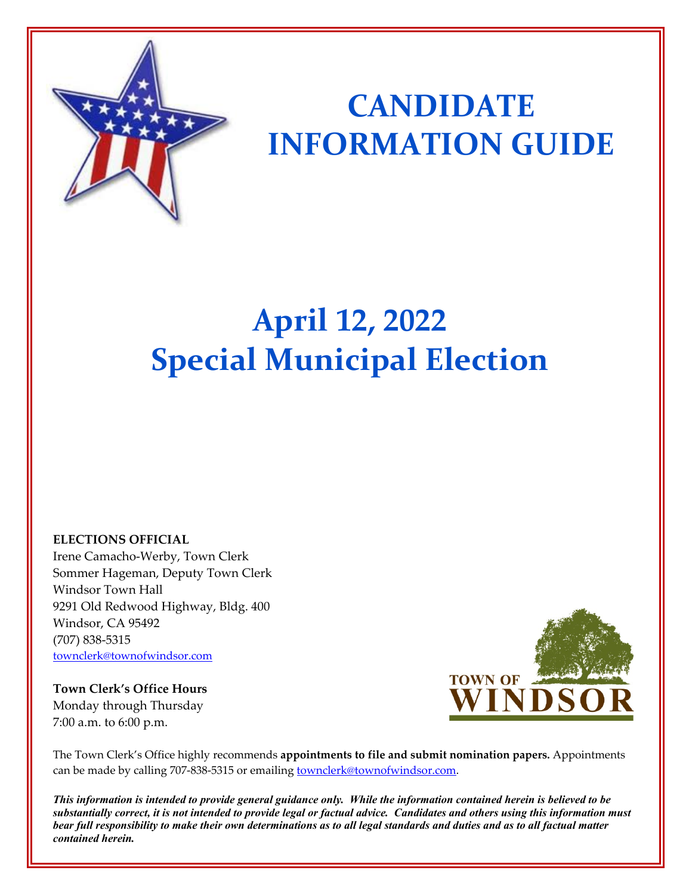# CANDIDATE INFORMATION GUIDE

# April 12, 2022
# Special Municipal Election

**ELECTIONS OFFICIAL**
Irene Camacho-Werby, Town Clerk
Sommer Hageman, Deputy Town Clerk
Windsor Town Hall
9291 Old Redwood Highway, Bldg. 400
Windsor, CA 95492
(707) 838-5315
townclerk@townofwindsor.com

**Town Clerk's Office Hours**
Monday through Thursday
7:00 a.m. to 6:00 p.m.

TOWN OF WINDSOR

The Town Clerk's Office highly recommends **appointments to file and submit nomination papers.** Appointments can be made by calling 707-838-5315 or emailing townclerk@townofwindsor.com.

***This information is intended to provide general guidance only. While the information contained herein is believed to be substantially correct, it is not intended to provide legal or factual advice. Candidates and others using this information must bear full responsibility to make their own determinations as to all legal standards and duties and as to all factual matter contained herein.***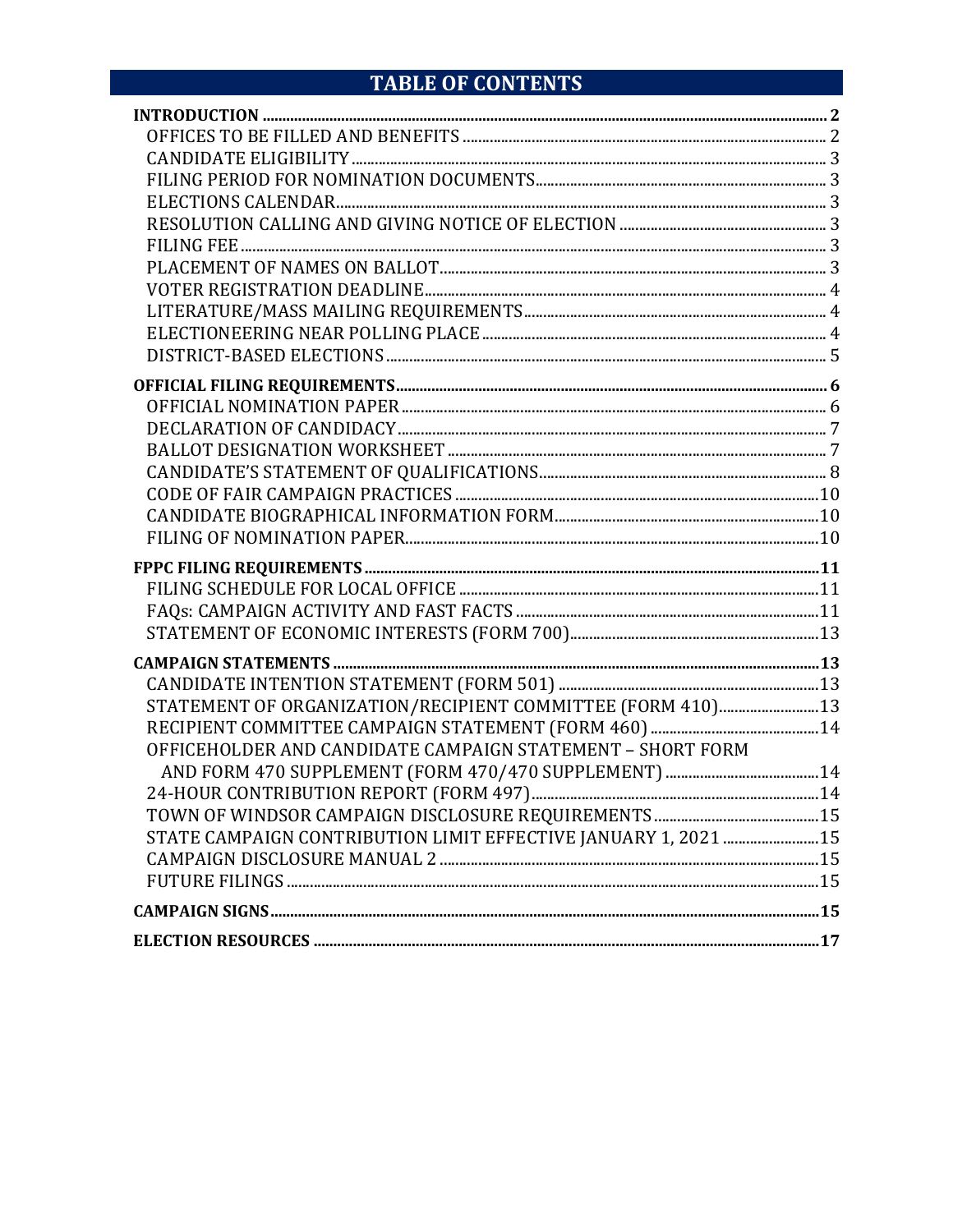# TABLE OF CONTENTS

**INTRODUCTION** ........ **2**
- OFFICES TO BE FILLED AND BENEFITS ........ 2
- CANDIDATE ELIGIBILITY ........ 3
- FILING PERIOD FOR NOMINATION DOCUMENTS ........ 3
- ELECTIONS CALENDAR ........ 3
- RESOLUTION CALLING AND GIVING NOTICE OF ELECTION ........ 3
- FILING FEE ........ 3
- PLACEMENT OF NAMES ON BALLOT ........ 3
- VOTER REGISTRATION DEADLINE ........ 4
- LITERATURE/MASS MAILING REQUIREMENTS ........ 4
- ELECTIONEERING NEAR POLLING PLACE ........ 4
- DISTRICT-BASED ELECTIONS ........ 5

**OFFICIAL FILING REQUIREMENTS** ........ **6**
- OFFICIAL NOMINATION PAPER ........ 6
- DECLARATION OF CANDIDACY ........ 7
- BALLOT DESIGNATION WORKSHEET ........ 7
- CANDIDATE'S STATEMENT OF QUALIFICATIONS ........ 8
- CODE OF FAIR CAMPAIGN PRACTICES ........ 10
- CANDIDATE BIOGRAPHICAL INFORMATION FORM ........ 10
- FILING OF NOMINATION PAPER ........ 10

**FPPC FILING REQUIREMENTS** ........ **11**
- FILING SCHEDULE FOR LOCAL OFFICE ........ 11
- FAQs: CAMPAIGN ACTIVITY AND FAST FACTS ........ 11
- STATEMENT OF ECONOMIC INTERESTS (FORM 700) ........ 13

**CAMPAIGN STATEMENTS** ........ **13**
- CANDIDATE INTENTION STATEMENT (FORM 501) ........ 13
- STATEMENT OF ORGANIZATION/RECIPIENT COMMITTEE (FORM 410) ........ 13
- RECIPIENT COMMITTEE CAMPAIGN STATEMENT (FORM 460) ........ 14
- OFFICEHOLDER AND CANDIDATE CAMPAIGN STATEMENT – SHORT FORM AND FORM 470 SUPPLEMENT (FORM 470/470 SUPPLEMENT) ........ 14
- 24-HOUR CONTRIBUTION REPORT (FORM 497) ........ 14
- TOWN OF WINDSOR CAMPAIGN DISCLOSURE REQUIREMENTS ........ 15
- STATE CAMPAIGN CONTRIBUTION LIMIT EFFECTIVE JANUARY 1, 2021 ........ 15
- CAMPAIGN DISCLOSURE MANUAL 2 ........ 15
- FUTURE FILINGS ........ 15

**CAMPAIGN SIGNS** ........ **15**

**ELECTION RESOURCES** ........ **17**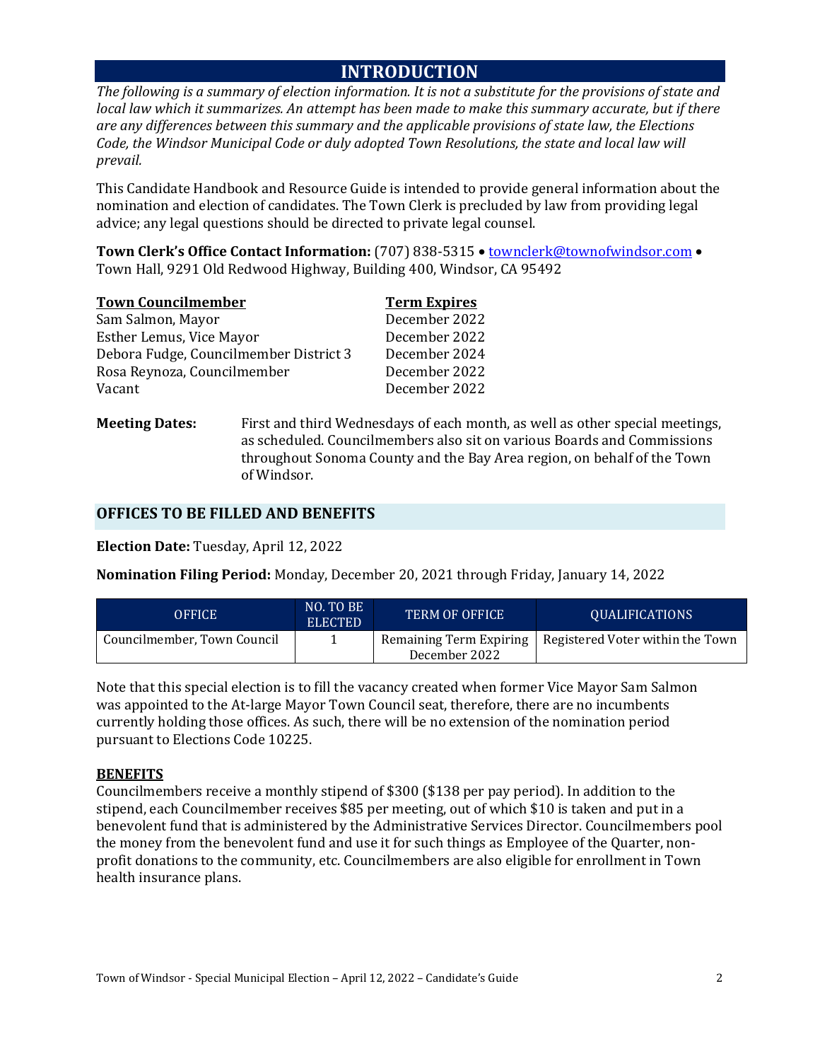# INTRODUCTION

*The following is a summary of election information. It is not a substitute for the provisions of state and local law which it summarizes. An attempt has been made to make this summary accurate, but if there are any differences between this summary and the applicable provisions of state law, the Elections Code, the Windsor Municipal Code or duly adopted Town Resolutions, the state and local law will prevail.*

This Candidate Handbook and Resource Guide is intended to provide general information about the nomination and election of candidates. The Town Clerk is precluded by law from providing legal advice; any legal questions should be directed to private legal counsel.

**Town Clerk's Office Contact Information:** (707) 838-5315 • townclerk@townofwindsor.com • Town Hall, 9291 Old Redwood Highway, Building 400, Windsor, CA 95492

| Town Councilmember | Term Expires |
|---|---|
| Sam Salmon, Mayor | December 2022 |
| Esther Lemus, Vice Mayor | December 2022 |
| Debora Fudge, Councilmember District 3 | December 2024 |
| Rosa Reynoza, Councilmember | December 2022 |
| Vacant | December 2022 |

**Meeting Dates:** First and third Wednesdays of each month, as well as other special meetings, as scheduled. Councilmembers also sit on various Boards and Commissions throughout Sonoma County and the Bay Area region, on behalf of the Town of Windsor.

## OFFICES TO BE FILLED AND BENEFITS

**Election Date:** Tuesday, April 12, 2022

**Nomination Filing Period:** Monday, December 20, 2021 through Friday, January 14, 2022

| OFFICE | NO. TO BE ELECTED | TERM OF OFFICE | QUALIFICATIONS |
|---|---|---|---|
| Councilmember, Town Council | 1 | Remaining Term Expiring December 2022 | Registered Voter within the Town |

Note that this special election is to fill the vacancy created when former Vice Mayor Sam Salmon was appointed to the At-large Mayor Town Council seat, therefore, there are no incumbents currently holding those offices. As such, there will be no extension of the nomination period pursuant to Elections Code 10225.

### BENEFITS

Councilmembers receive a monthly stipend of $300 ($138 per pay period). In addition to the stipend, each Councilmember receives $85 per meeting, out of which $10 is taken and put in a benevolent fund that is administered by the Administrative Services Director. Councilmembers pool the money from the benevolent fund and use it for such things as Employee of the Quarter, non-profit donations to the community, etc. Councilmembers are also eligible for enrollment in Town health insurance plans.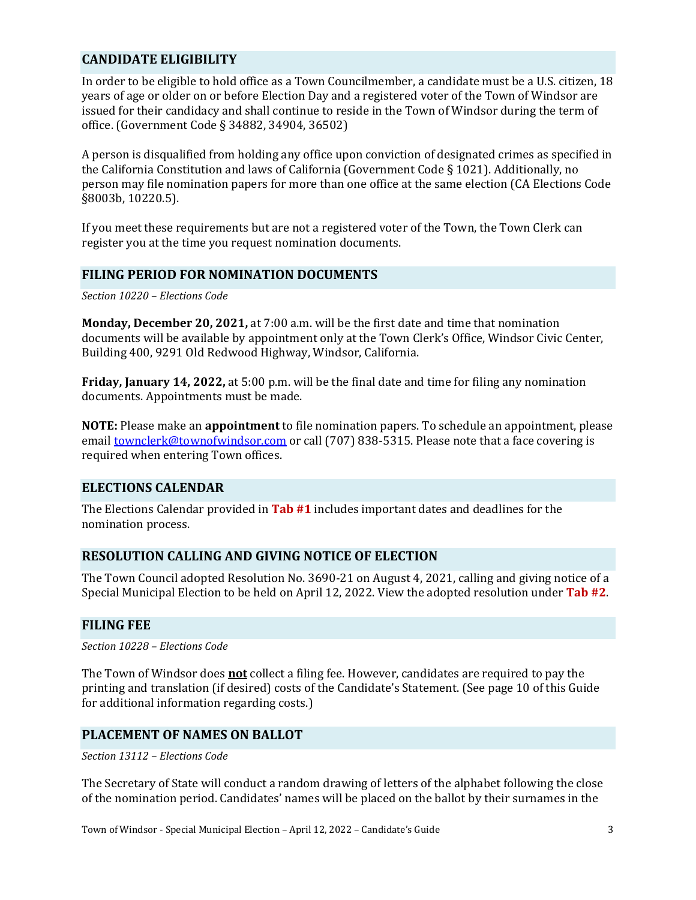## CANDIDATE ELIGIBILITY

In order to be eligible to hold office as a Town Councilmember, a candidate must be a U.S. citizen, 18 years of age or older on or before Election Day and a registered voter of the Town of Windsor are issued for their candidacy and shall continue to reside in the Town of Windsor during the term of office. (Government Code § 34882, 34904, 36502)

A person is disqualified from holding any office upon conviction of designated crimes as specified in the California Constitution and laws of California (Government Code § 1021). Additionally, no person may file nomination papers for more than one office at the same election (CA Elections Code §8003b, 10220.5).

If you meet these requirements but are not a registered voter of the Town, the Town Clerk can register you at the time you request nomination documents.

## FILING PERIOD FOR NOMINATION DOCUMENTS

*Section 10220 – Elections Code*

**Monday, December 20, 2021,** at 7:00 a.m. will be the first date and time that nomination documents will be available by appointment only at the Town Clerk's Office, Windsor Civic Center, Building 400, 9291 Old Redwood Highway, Windsor, California.

**Friday, January 14, 2022,** at 5:00 p.m. will be the final date and time for filing any nomination documents. Appointments must be made.

**NOTE:** Please make an **appointment** to file nomination papers. To schedule an appointment, please email townclerk@townofwindsor.com or call (707) 838-5315. Please note that a face covering is required when entering Town offices.

## ELECTIONS CALENDAR

The Elections Calendar provided in **Tab #1** includes important dates and deadlines for the nomination process.

## RESOLUTION CALLING AND GIVING NOTICE OF ELECTION

The Town Council adopted Resolution No. 3690-21 on August 4, 2021, calling and giving notice of a Special Municipal Election to be held on April 12, 2022. View the adopted resolution under **Tab #2**.

## FILING FEE

*Section 10228 – Elections Code*

The Town of Windsor does **not** collect a filing fee. However, candidates are required to pay the printing and translation (if desired) costs of the Candidate's Statement. (See page 10 of this Guide for additional information regarding costs.)

## PLACEMENT OF NAMES ON BALLOT

*Section 13112 – Elections Code*

The Secretary of State will conduct a random drawing of letters of the alphabet following the close of the nomination period. Candidates' names will be placed on the ballot by their surnames in the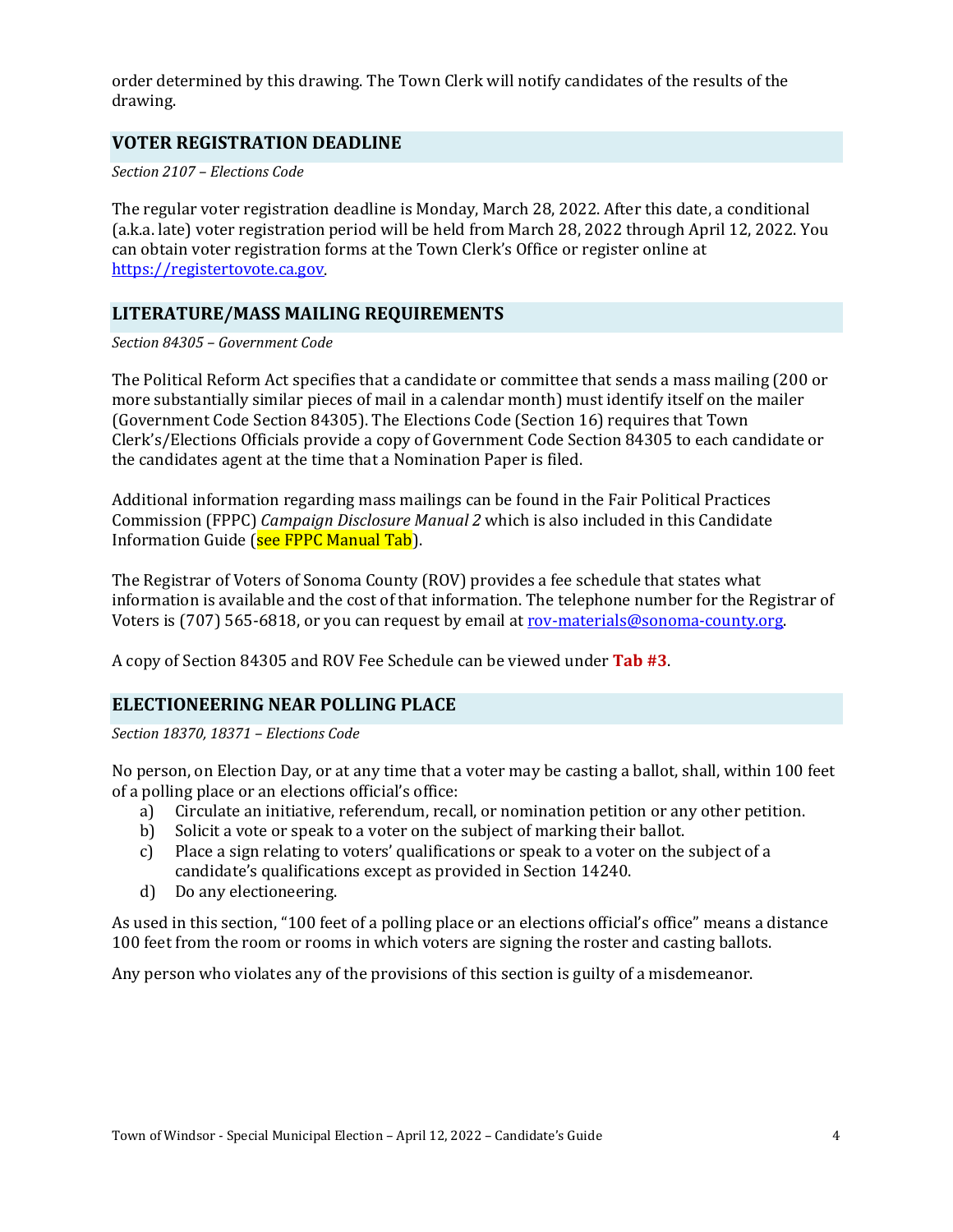order determined by this drawing. The Town Clerk will notify candidates of the results of the drawing.

## VOTER REGISTRATION DEADLINE

*Section 2107 – Elections Code*

The regular voter registration deadline is Monday, March 28, 2022. After this date, a conditional (a.k.a. late) voter registration period will be held from March 28, 2022 through April 12, 2022. You can obtain voter registration forms at the Town Clerk's Office or register online at https://registertovote.ca.gov.

## LITERATURE/MASS MAILING REQUIREMENTS

*Section 84305 – Government Code*

The Political Reform Act specifies that a candidate or committee that sends a mass mailing (200 or more substantially similar pieces of mail in a calendar month) must identify itself on the mailer (Government Code Section 84305). The Elections Code (Section 16) requires that Town Clerk's/Elections Officials provide a copy of Government Code Section 84305 to each candidate or the candidates agent at the time that a Nomination Paper is filed.

Additional information regarding mass mailings can be found in the Fair Political Practices Commission (FPPC) *Campaign Disclosure Manual 2* which is also included in this Candidate Information Guide (see FPPC Manual Tab).

The Registrar of Voters of Sonoma County (ROV) provides a fee schedule that states what information is available and the cost of that information. The telephone number for the Registrar of Voters is (707) 565-6818, or you can request by email at rov-materials@sonoma-county.org.

A copy of Section 84305 and ROV Fee Schedule can be viewed under **Tab #3**.

## ELECTIONEERING NEAR POLLING PLACE

*Section 18370, 18371 – Elections Code*

No person, on Election Day, or at any time that a voter may be casting a ballot, shall, within 100 feet of a polling place or an elections official's office:

a) Circulate an initiative, referendum, recall, or nomination petition or any other petition.
b) Solicit a vote or speak to a voter on the subject of marking their ballot.
c) Place a sign relating to voters' qualifications or speak to a voter on the subject of a candidate's qualifications except as provided in Section 14240.
d) Do any electioneering.

As used in this section, "100 feet of a polling place or an elections official's office" means a distance 100 feet from the room or rooms in which voters are signing the roster and casting ballots.

Any person who violates any of the provisions of this section is guilty of a misdemeanor.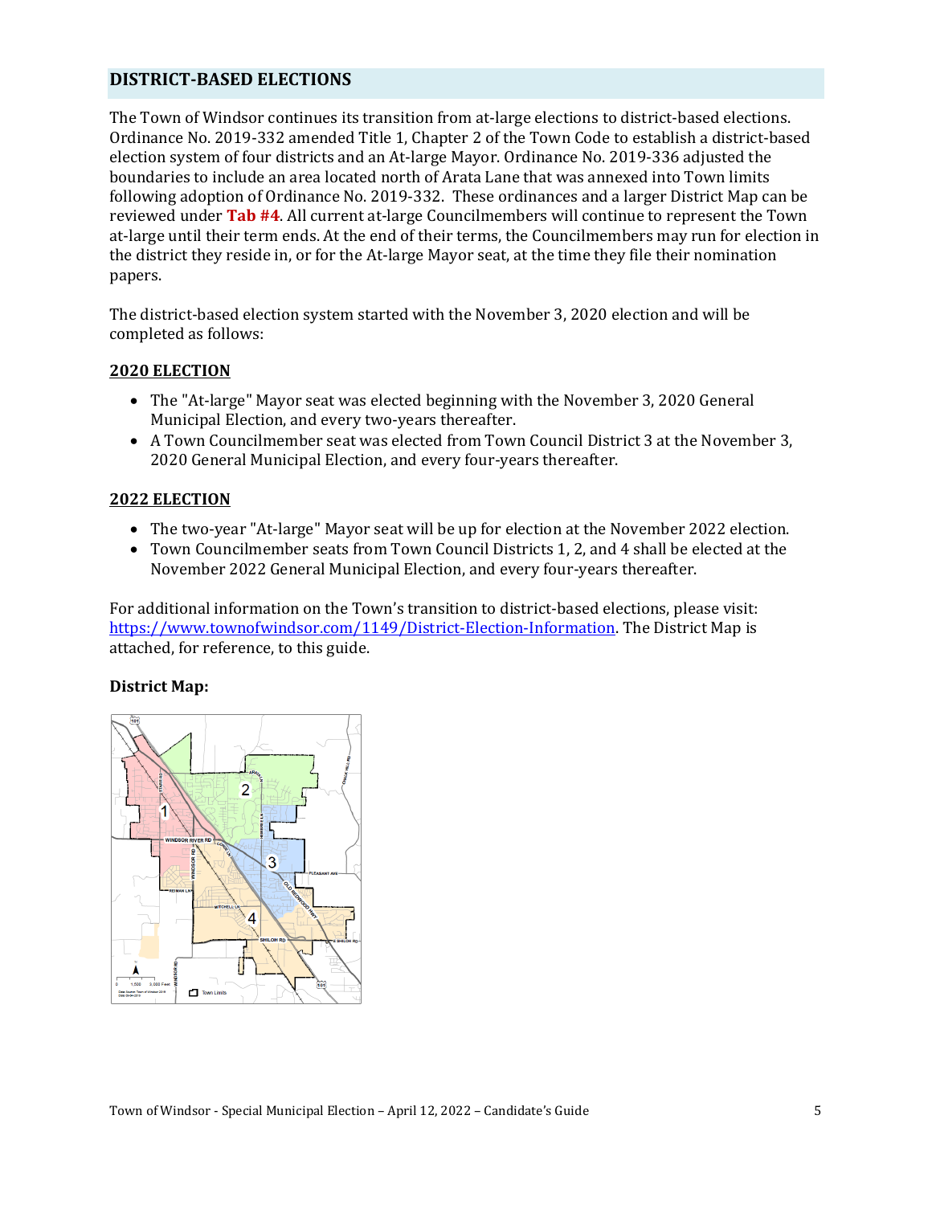## DISTRICT-BASED ELECTIONS

The Town of Windsor continues its transition from at-large elections to district-based elections. Ordinance No. 2019-332 amended Title 1, Chapter 2 of the Town Code to establish a district-based election system of four districts and an At-large Mayor. Ordinance No. 2019-336 adjusted the boundaries to include an area located north of Arata Lane that was annexed into Town limits following adoption of Ordinance No. 2019-332. These ordinances and a larger District Map can be reviewed under **Tab #4**. All current at-large Councilmembers will continue to represent the Town at-large until their term ends. At the end of their terms, the Councilmembers may run for election in the district they reside in, or for the At-large Mayor seat, at the time they file their nomination papers.

The district-based election system started with the November 3, 2020 election and will be completed as follows:

### 2020 ELECTION

- The "At-large" Mayor seat was elected beginning with the November 3, 2020 General Municipal Election, and every two-years thereafter.
- A Town Councilmember seat was elected from Town Council District 3 at the November 3, 2020 General Municipal Election, and every four-years thereafter.

### 2022 ELECTION

- The two-year "At-large" Mayor seat will be up for election at the November 2022 election.
- Town Councilmember seats from Town Council Districts 1, 2, and 4 shall be elected at the November 2022 General Municipal Election, and every four-years thereafter.

For additional information on the Town's transition to district-based elections, please visit: https://www.townofwindsor.com/1149/District-Election-Information. The District Map is attached, for reference, to this guide.

**District Map:**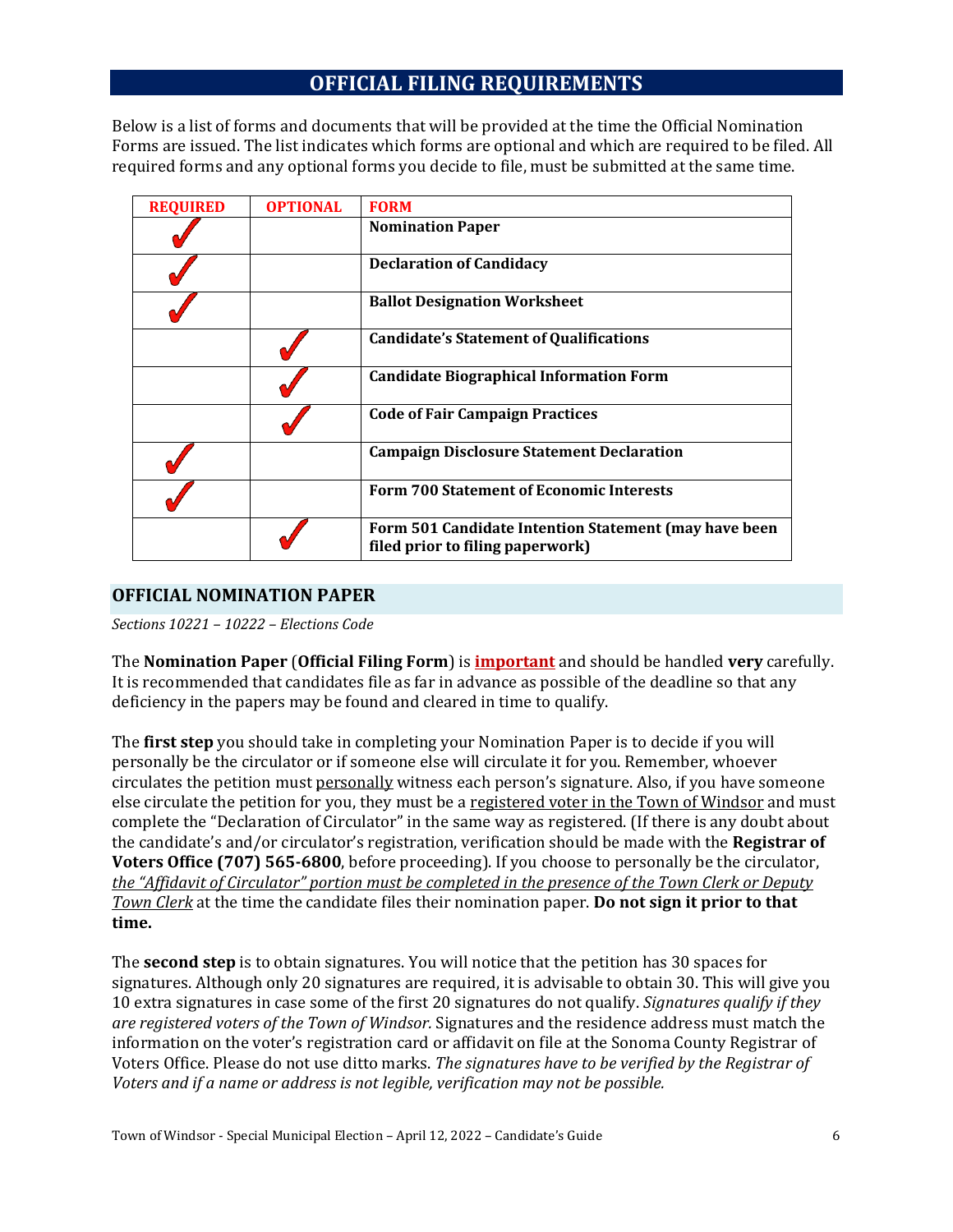## OFFICIAL FILING REQUIREMENTS

Below is a list of forms and documents that will be provided at the time the Official Nomination Forms are issued. The list indicates which forms are optional and which are required to be filed. All required forms and any optional forms you decide to file, must be submitted at the same time.

| REQUIRED | OPTIONAL | FORM |
|---|---|---|
| ✓ | | **Nomination Paper** |
| ✓ | | **Declaration of Candidacy** |
| ✓ | | **Ballot Designation Worksheet** |
| | ✓ | **Candidate's Statement of Qualifications** |
| | ✓ | **Candidate Biographical Information Form** |
| | ✓ | **Code of Fair Campaign Practices** |
| ✓ | | **Campaign Disclosure Statement Declaration** |
| ✓ | | **Form 700 Statement of Economic Interests** |
| | ✓ | **Form 501 Candidate Intention Statement (may have been filed prior to filing paperwork)** |

### OFFICIAL NOMINATION PAPER

*Sections 10221 – 10222 – Elections Code*

The **Nomination Paper** (**Official Filing Form**) is **important** and should be handled **very** carefully. It is recommended that candidates file as far in advance as possible of the deadline so that any deficiency in the papers may be found and cleared in time to qualify.

The **first step** you should take in completing your Nomination Paper is to decide if you will personally be the circulator or if someone else will circulate it for you. Remember, whoever circulates the petition must personally witness each person's signature. Also, if you have someone else circulate the petition for you, they must be a registered voter in the Town of Windsor and must complete the "Declaration of Circulator" in the same way as registered. (If there is any doubt about the candidate's and/or circulator's registration, verification should be made with the **Registrar of Voters Office (707) 565-6800**, before proceeding). If you choose to personally be the circulator, *the "Affidavit of Circulator" portion must be completed in the presence of the Town Clerk or Deputy Town Clerk* at the time the candidate files their nomination paper. **Do not sign it prior to that time.**

The **second step** is to obtain signatures. You will notice that the petition has 30 spaces for signatures. Although only 20 signatures are required, it is advisable to obtain 30. This will give you 10 extra signatures in case some of the first 20 signatures do not qualify. *Signatures qualify if they are registered voters of the Town of Windsor.* Signatures and the residence address must match the information on the voter's registration card or affidavit on file at the Sonoma County Registrar of Voters Office. Please do not use ditto marks. *The signatures have to be verified by the Registrar of Voters and if a name or address is not legible, verification may not be possible.*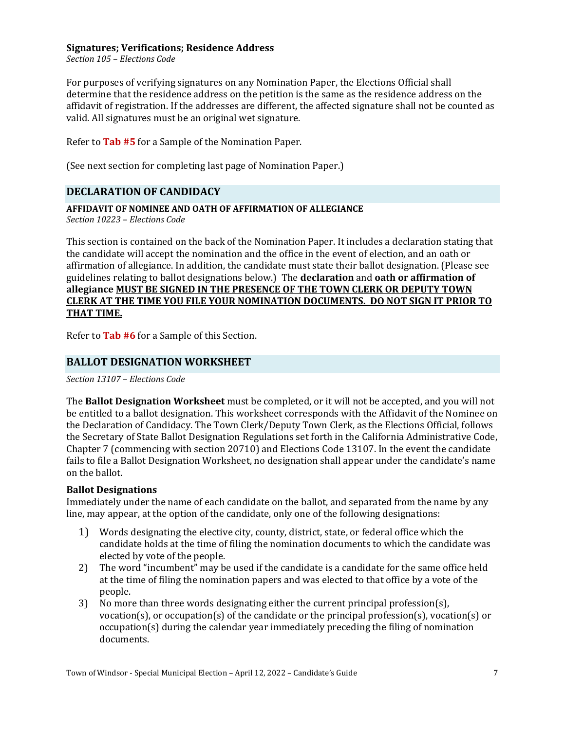**Signatures; Verifications; Residence Address**

*Section 105 – Elections Code*

For purposes of verifying signatures on any Nomination Paper, the Elections Official shall determine that the residence address on the petition is the same as the residence address on the affidavit of registration. If the addresses are different, the affected signature shall not be counted as valid. All signatures must be an original wet signature.

Refer to **Tab #5** for a Sample of the Nomination Paper.

(See next section for completing last page of Nomination Paper.)

## DECLARATION OF CANDIDACY

**AFFIDAVIT OF NOMINEE AND OATH OF AFFIRMATION OF ALLEGIANCE**

*Section 10223 – Elections Code*

This section is contained on the back of the Nomination Paper. It includes a declaration stating that the candidate will accept the nomination and the office in the event of election, and an oath or affirmation of allegiance. In addition, the candidate must state their ballot designation. (Please see guidelines relating to ballot designations below.) The **declaration** and **oath or affirmation of allegiance** **MUST BE SIGNED IN THE PRESENCE OF THE TOWN CLERK OR DEPUTY TOWN CLERK AT THE TIME YOU FILE YOUR NOMINATION DOCUMENTS. DO NOT SIGN IT PRIOR TO THAT TIME.**

Refer to **Tab #6** for a Sample of this Section.

## BALLOT DESIGNATION WORKSHEET

*Section 13107 – Elections Code*

The **Ballot Designation Worksheet** must be completed, or it will not be accepted, and you will not be entitled to a ballot designation. This worksheet corresponds with the Affidavit of the Nominee on the Declaration of Candidacy. The Town Clerk/Deputy Town Clerk, as the Elections Official, follows the Secretary of State Ballot Designation Regulations set forth in the California Administrative Code, Chapter 7 (commencing with section 20710) and Elections Code 13107. In the event the candidate fails to file a Ballot Designation Worksheet, no designation shall appear under the candidate's name on the ballot.

**Ballot Designations**

Immediately under the name of each candidate on the ballot, and separated from the name by any line, may appear, at the option of the candidate, only one of the following designations:

1) Words designating the elective city, county, district, state, or federal office which the candidate holds at the time of filing the nomination documents to which the candidate was elected by vote of the people.
2) The word "incumbent" may be used if the candidate is a candidate for the same office held at the time of filing the nomination papers and was elected to that office by a vote of the people.
3) No more than three words designating either the current principal profession(s), vocation(s), or occupation(s) of the candidate or the principal profession(s), vocation(s) or occupation(s) during the calendar year immediately preceding the filing of nomination documents.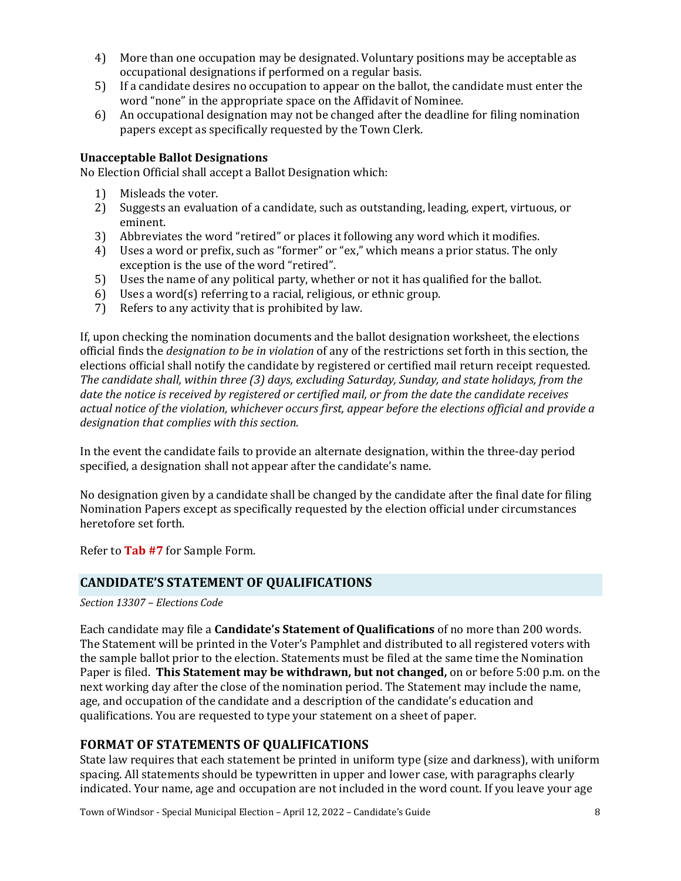4) More than one occupation may be designated. Voluntary positions may be acceptable as occupational designations if performed on a regular basis.
5) If a candidate desires no occupation to appear on the ballot, the candidate must enter the word "none" in the appropriate space on the Affidavit of Nominee.
6) An occupational designation may not be changed after the deadline for filing nomination papers except as specifically requested by the Town Clerk.

**Unacceptable Ballot Designations**

No Election Official shall accept a Ballot Designation which:

1) Misleads the voter.
2) Suggests an evaluation of a candidate, such as outstanding, leading, expert, virtuous, or eminent.
3) Abbreviates the word "retired" or places it following any word which it modifies.
4) Uses a word or prefix, such as "former" or "ex," which means a prior status. The only exception is the use of the word "retired".
5) Uses the name of any political party, whether or not it has qualified for the ballot.
6) Uses a word(s) referring to a racial, religious, or ethnic group.
7) Refers to any activity that is prohibited by law.

If, upon checking the nomination documents and the ballot designation worksheet, the elections official finds the *designation to be in violation* of any of the restrictions set forth in this section, the elections official shall notify the candidate by registered or certified mail return receipt requested. *The candidate shall, within three (3) days, excluding Saturday, Sunday, and state holidays, from the date the notice is received by registered or certified mail, or from the date the candidate receives actual notice of the violation, whichever occurs first, appear before the elections official and provide a designation that complies with this section.*

In the event the candidate fails to provide an alternate designation, within the three-day period specified, a designation shall not appear after the candidate's name.

No designation given by a candidate shall be changed by the candidate after the final date for filing Nomination Papers except as specifically requested by the election official under circumstances heretofore set forth.

Refer to **Tab #7** for Sample Form.

## CANDIDATE'S STATEMENT OF QUALIFICATIONS

*Section 13307 – Elections Code*

Each candidate may file a **Candidate's Statement of Qualifications** of no more than 200 words. The Statement will be printed in the Voter's Pamphlet and distributed to all registered voters with the sample ballot prior to the election. Statements must be filed at the same time the Nomination Paper is filed. **This Statement may be withdrawn, but not changed,** on or before 5:00 p.m. on the next working day after the close of the nomination period. The Statement may include the name, age, and occupation of the candidate and a description of the candidate's education and qualifications. You are requested to type your statement on a sheet of paper.

## FORMAT OF STATEMENTS OF QUALIFICATIONS

State law requires that each statement be printed in uniform type (size and darkness), with uniform spacing. All statements should be typewritten in upper and lower case, with paragraphs clearly indicated. Your name, age and occupation are not included in the word count. If you leave your age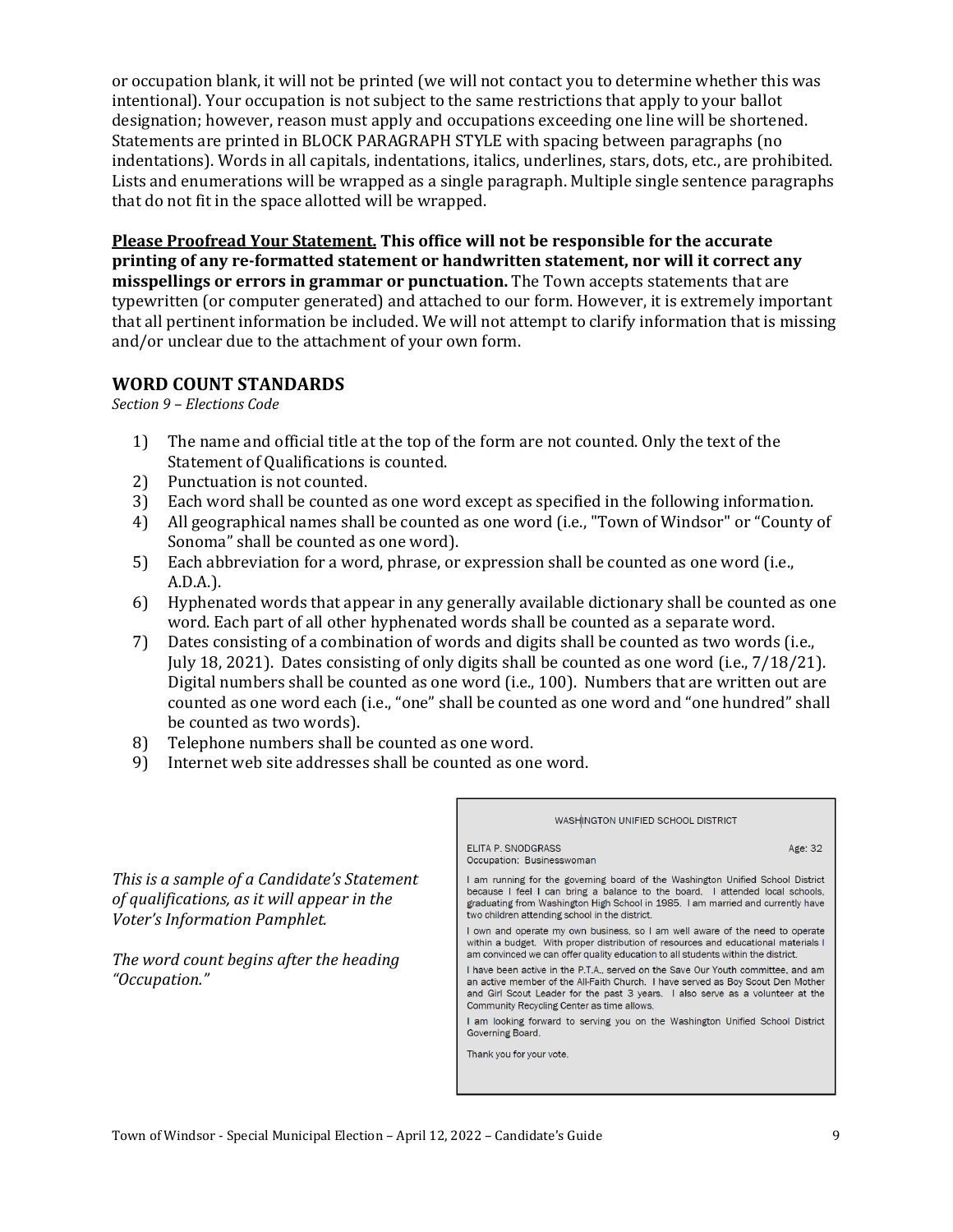or occupation blank, it will not be printed (we will not contact you to determine whether this was intentional). Your occupation is not subject to the same restrictions that apply to your ballot designation; however, reason must apply and occupations exceeding one line will be shortened. Statements are printed in BLOCK PARAGRAPH STYLE with spacing between paragraphs (no indentations). Words in all capitals, indentations, italics, underlines, stars, dots, etc., are prohibited. Lists and enumerations will be wrapped as a single paragraph. Multiple single sentence paragraphs that do not fit in the space allotted will be wrapped.

**Please Proofread Your Statement. This office will not be responsible for the accurate printing of any re-formatted statement or handwritten statement, nor will it correct any misspellings or errors in grammar or punctuation.** The Town accepts statements that are typewritten (or computer generated) and attached to our form. However, it is extremely important that all pertinent information be included. We will not attempt to clarify information that is missing and/or unclear due to the attachment of your own form.

## WORD COUNT STANDARDS

*Section 9 – Elections Code*

1) The name and official title at the top of the form are not counted. Only the text of the Statement of Qualifications is counted.
2) Punctuation is not counted.
3) Each word shall be counted as one word except as specified in the following information.
4) All geographical names shall be counted as one word (i.e., "Town of Windsor" or "County of Sonoma" shall be counted as one word).
5) Each abbreviation for a word, phrase, or expression shall be counted as one word (i.e., A.D.A.).
6) Hyphenated words that appear in any generally available dictionary shall be counted as one word. Each part of all other hyphenated words shall be counted as a separate word.
7) Dates consisting of a combination of words and digits shall be counted as two words (i.e., July 18, 2021). Dates consisting of only digits shall be counted as one word (i.e., 7/18/21). Digital numbers shall be counted as one word (i.e., 100). Numbers that are written out are counted as one word each (i.e., "one" shall be counted as one word and "one hundred" shall be counted as two words).
8) Telephone numbers shall be counted as one word.
9) Internet web site addresses shall be counted as one word.

*This is a sample of a Candidate's Statement of qualifications, as it will appear in the Voter's Information Pamphlet.*

*The word count begins after the heading "Occupation."*

WASHINGTON UNIFIED SCHOOL DISTRICT

ELITA P. SNODGRASS Age: 32
Occupation: Businesswoman

I am running for the governing board of the Washington Unified School District because I feel I can bring a balance to the board. I attended local schools, graduating from Washington High School in 1985. I am married and currently have two children attending school in the district.

I own and operate my own business, so I am well aware of the need to operate within a budget. With proper distribution of resources and educational materials I am convinced we can offer quality education to all students within the district.

I have been active in the P.T.A., served on the Save Our Youth committee, and am an active member of the All-Faith Church. I have served as Boy Scout Den Mother and Girl Scout Leader for the past 3 years. I also serve as a volunteer at the Community Recycling Center as time allows.

I am looking forward to serving you on the Washington Unified School District Governing Board.

Thank you for your vote.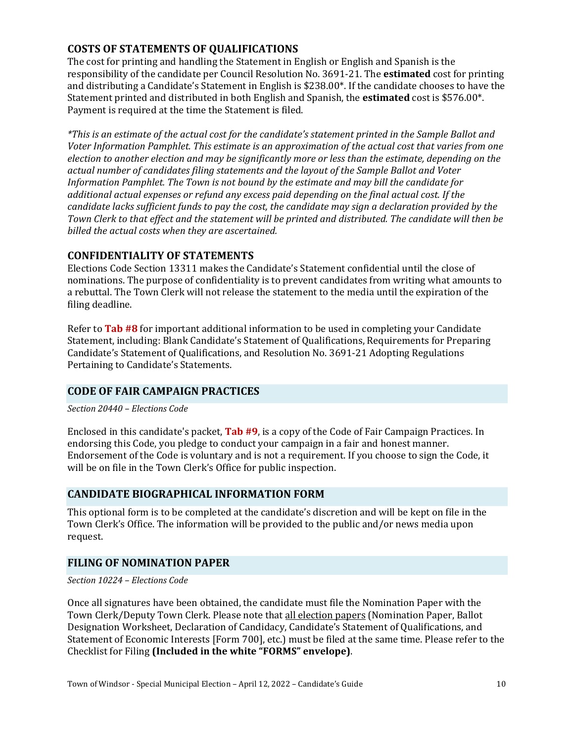## COSTS OF STATEMENTS OF QUALIFICATIONS

The cost for printing and handling the Statement in English or English and Spanish is the responsibility of the candidate per Council Resolution No. 3691-21. The **estimated** cost for printing and distributing a Candidate's Statement in English is $238.00*. If the candidate chooses to have the Statement printed and distributed in both English and Spanish, the **estimated** cost is $576.00*. Payment is required at the time the Statement is filed.

*\*This is an estimate of the actual cost for the candidate's statement printed in the Sample Ballot and Voter Information Pamphlet. This estimate is an approximation of the actual cost that varies from one election to another election and may be significantly more or less than the estimate, depending on the actual number of candidates filing statements and the layout of the Sample Ballot and Voter Information Pamphlet. The Town is not bound by the estimate and may bill the candidate for additional actual expenses or refund any excess paid depending on the final actual cost. If the candidate lacks sufficient funds to pay the cost, the candidate may sign a declaration provided by the Town Clerk to that effect and the statement will be printed and distributed. The candidate will then be billed the actual costs when they are ascertained.*

## CONFIDENTIALITY OF STATEMENTS

Elections Code Section 13311 makes the Candidate's Statement confidential until the close of nominations. The purpose of confidentiality is to prevent candidates from writing what amounts to a rebuttal. The Town Clerk will not release the statement to the media until the expiration of the filing deadline.

Refer to **Tab #8** for important additional information to be used in completing your Candidate Statement, including: Blank Candidate's Statement of Qualifications, Requirements for Preparing Candidate's Statement of Qualifications, and Resolution No. 3691-21 Adopting Regulations Pertaining to Candidate's Statements.

## CODE OF FAIR CAMPAIGN PRACTICES

*Section 20440 – Elections Code*

Enclosed in this candidate's packet, **Tab #9**, is a copy of the Code of Fair Campaign Practices. In endorsing this Code, you pledge to conduct your campaign in a fair and honest manner. Endorsement of the Code is voluntary and is not a requirement. If you choose to sign the Code, it will be on file in the Town Clerk's Office for public inspection.

## CANDIDATE BIOGRAPHICAL INFORMATION FORM

This optional form is to be completed at the candidate's discretion and will be kept on file in the Town Clerk's Office. The information will be provided to the public and/or news media upon request.

## FILING OF NOMINATION PAPER

*Section 10224 – Elections Code*

Once all signatures have been obtained, the candidate must file the Nomination Paper with the Town Clerk/Deputy Town Clerk. Please note that <u>all election papers</u> (Nomination Paper, Ballot Designation Worksheet, Declaration of Candidacy, Candidate's Statement of Qualifications, and Statement of Economic Interests [Form 700], etc.) must be filed at the same time. Please refer to the Checklist for Filing **(Included in the white "FORMS" envelope)**.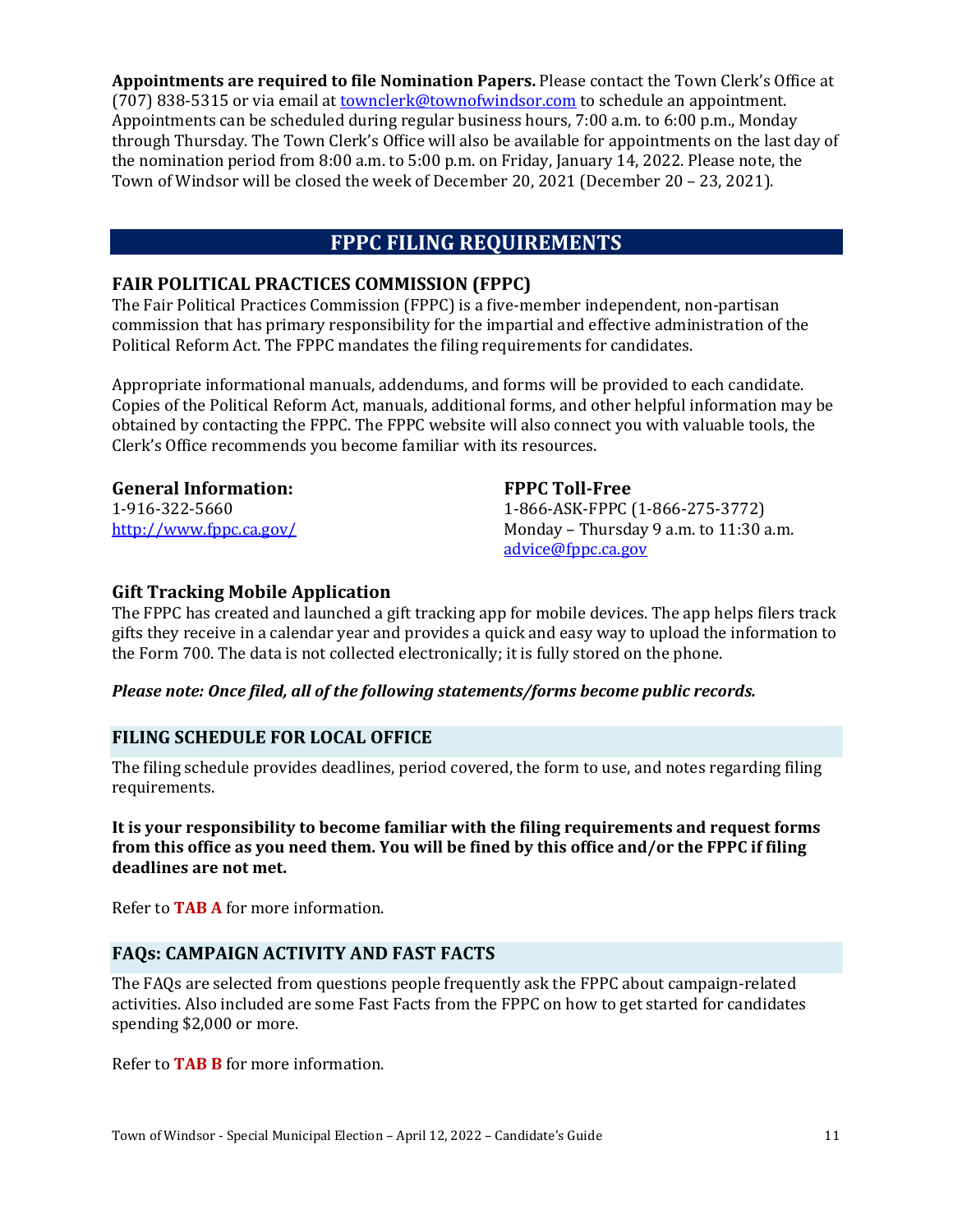**Appointments are required to file Nomination Papers.** Please contact the Town Clerk's Office at (707) 838-5315 or via email at townclerk@townofwindsor.com to schedule an appointment. Appointments can be scheduled during regular business hours, 7:00 a.m. to 6:00 p.m., Monday through Thursday. The Town Clerk's Office will also be available for appointments on the last day of the nomination period from 8:00 a.m. to 5:00 p.m. on Friday, January 14, 2022. Please note, the Town of Windsor will be closed the week of December 20, 2021 (December 20 – 23, 2021).

## FPPC FILING REQUIREMENTS

### FAIR POLITICAL PRACTICES COMMISSION (FPPC)

The Fair Political Practices Commission (FPPC) is a five-member independent, non-partisan commission that has primary responsibility for the impartial and effective administration of the Political Reform Act. The FPPC mandates the filing requirements for candidates.

Appropriate informational manuals, addendums, and forms will be provided to each candidate. Copies of the Political Reform Act, manuals, additional forms, and other helpful information may be obtained by contacting the FPPC. The FPPC website will also connect you with valuable tools, the Clerk's Office recommends you become familiar with its resources.

**General Information:**
1-916-322-5660
http://www.fppc.ca.gov/

**FPPC Toll-Free**
1-866-ASK-FPPC (1-866-275-3772)
Monday – Thursday 9 a.m. to 11:30 a.m.
advice@fppc.ca.gov

### Gift Tracking Mobile Application

The FPPC has created and launched a gift tracking app for mobile devices. The app helps filers track gifts they receive in a calendar year and provides a quick and easy way to upload the information to the Form 700. The data is not collected electronically; it is fully stored on the phone.

***Please note: Once filed, all of the following statements/forms become public records.***

### FILING SCHEDULE FOR LOCAL OFFICE

The filing schedule provides deadlines, period covered, the form to use, and notes regarding filing requirements.

**It is your responsibility to become familiar with the filing requirements and request forms from this office as you need them. You will be fined by this office and/or the FPPC if filing deadlines are not met.**

Refer to **TAB A** for more information.

### FAQs: CAMPAIGN ACTIVITY AND FAST FACTS

The FAQs are selected from questions people frequently ask the FPPC about campaign-related activities. Also included are some Fast Facts from the FPPC on how to get started for candidates spending $2,000 or more.

Refer to **TAB B** for more information.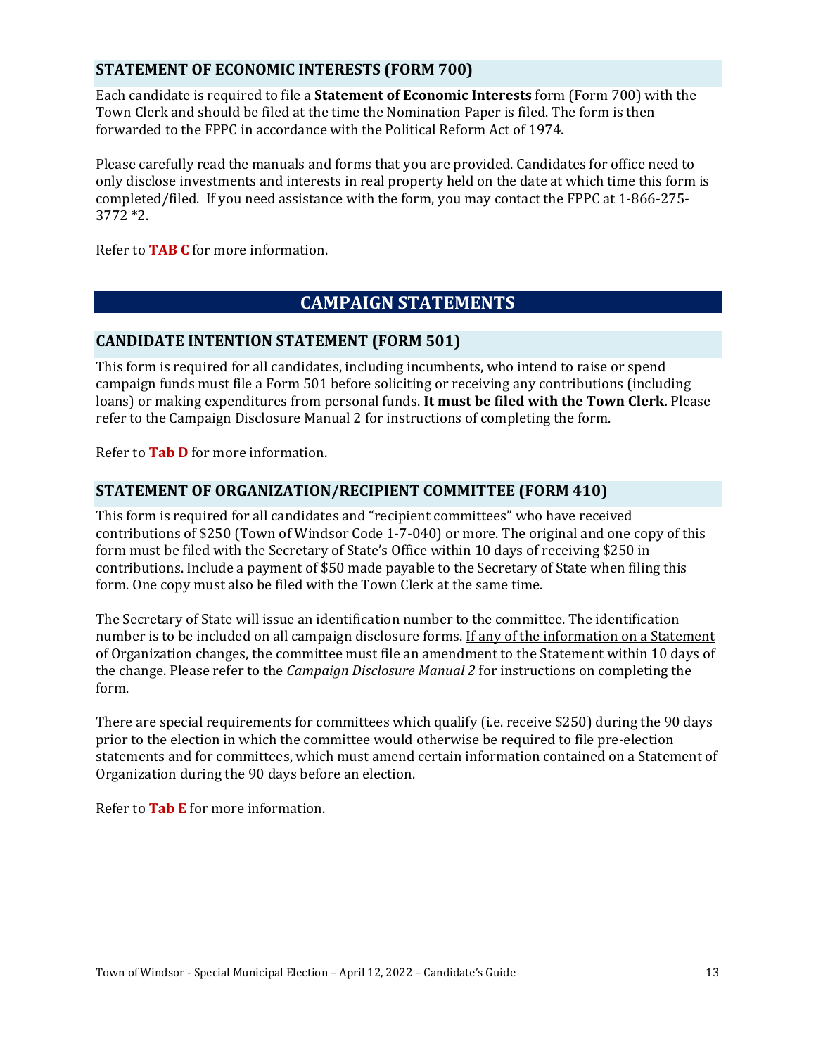## STATEMENT OF ECONOMIC INTERESTS (FORM 700)

Each candidate is required to file a **Statement of Economic Interests** form (Form 700) with the Town Clerk and should be filed at the time the Nomination Paper is filed. The form is then forwarded to the FPPC in accordance with the Political Reform Act of 1974.

Please carefully read the manuals and forms that you are provided. Candidates for office need to only disclose investments and interests in real property held on the date at which time this form is completed/filed. If you need assistance with the form, you may contact the FPPC at 1-866-275-3772 *2.

Refer to **TAB C** for more information.

# CAMPAIGN STATEMENTS

## CANDIDATE INTENTION STATEMENT (FORM 501)

This form is required for all candidates, including incumbents, who intend to raise or spend campaign funds must file a Form 501 before soliciting or receiving any contributions (including loans) or making expenditures from personal funds. **It must be filed with the Town Clerk.** Please refer to the Campaign Disclosure Manual 2 for instructions of completing the form.

Refer to **Tab D** for more information.

## STATEMENT OF ORGANIZATION/RECIPIENT COMMITTEE (FORM 410)

This form is required for all candidates and "recipient committees" who have received contributions of $250 (Town of Windsor Code 1-7-040) or more. The original and one copy of this form must be filed with the Secretary of State's Office within 10 days of receiving $250 in contributions. Include a payment of $50 made payable to the Secretary of State when filing this form. One copy must also be filed with the Town Clerk at the same time.

The Secretary of State will issue an identification number to the committee. The identification number is to be included on all campaign disclosure forms. <u>If any of the information on a Statement of Organization changes, the committee must file an amendment to the Statement within 10 days of the change.</u> Please refer to the *Campaign Disclosure Manual 2* for instructions on completing the form.

There are special requirements for committees which qualify (i.e. receive $250) during the 90 days prior to the election in which the committee would otherwise be required to file pre-election statements and for committees, which must amend certain information contained on a Statement of Organization during the 90 days before an election.

Refer to **Tab E** for more information.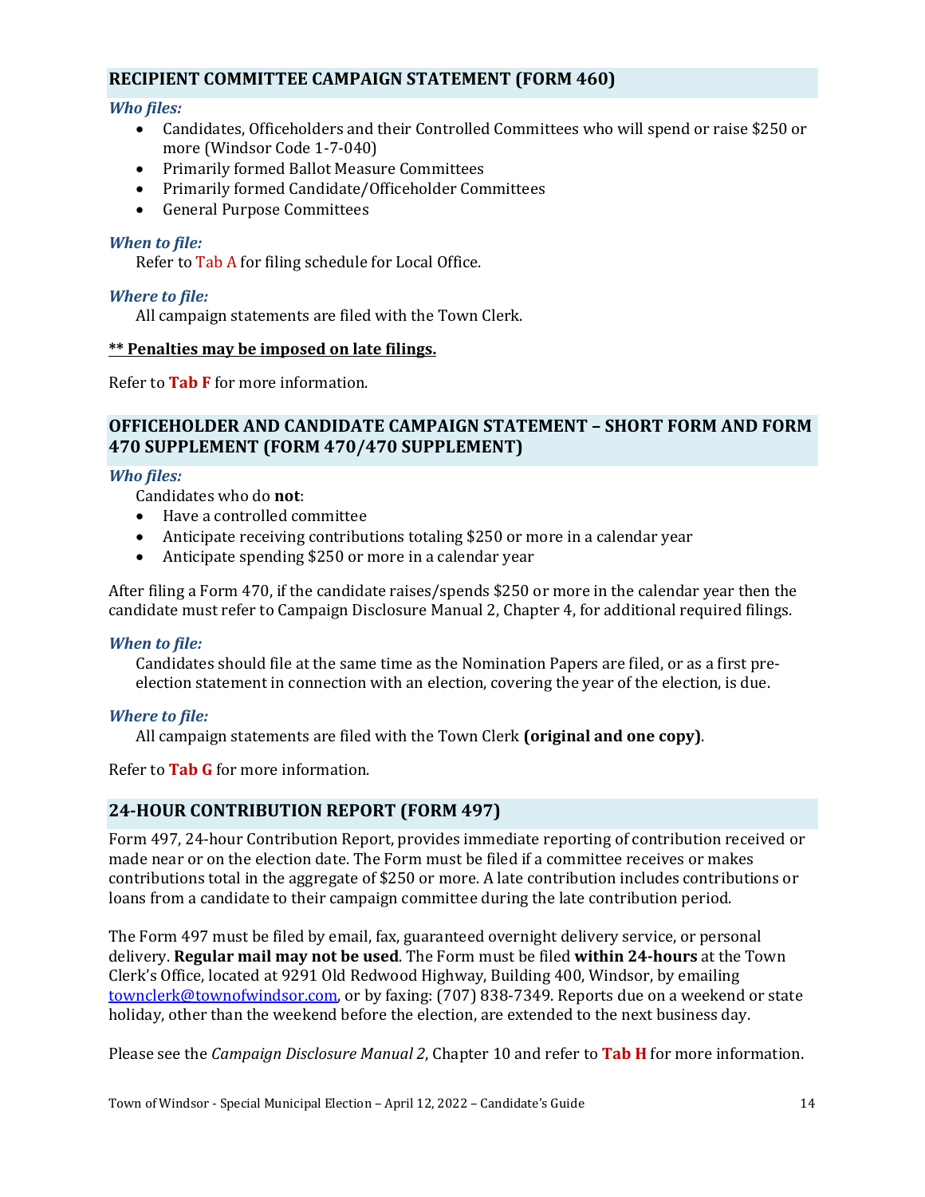## RECIPIENT COMMITTEE CAMPAIGN STATEMENT (FORM 460)

***Who files:***

- Candidates, Officeholders and their Controlled Committees who will spend or raise $250 or more (Windsor Code 1-7-040)
- Primarily formed Ballot Measure Committees
- Primarily formed Candidate/Officeholder Committees
- General Purpose Committees

***When to file:***

Refer to Tab A for filing schedule for Local Office.

***Where to file:***

All campaign statements are filed with the Town Clerk.

**<u>** Penalties may be imposed on late filings.</u>**

Refer to **Tab F** for more information.

## OFFICEHOLDER AND CANDIDATE CAMPAIGN STATEMENT – SHORT FORM AND FORM 470 SUPPLEMENT (FORM 470/470 SUPPLEMENT)

***Who files:***

Candidates who do **not**:

- Have a controlled committee
- Anticipate receiving contributions totaling $250 or more in a calendar year
- Anticipate spending $250 or more in a calendar year

After filing a Form 470, if the candidate raises/spends $250 or more in the calendar year then the candidate must refer to Campaign Disclosure Manual 2, Chapter 4, for additional required filings.

***When to file:***

Candidates should file at the same time as the Nomination Papers are filed, or as a first pre-election statement in connection with an election, covering the year of the election, is due.

***Where to file:***

All campaign statements are filed with the Town Clerk **(original and one copy)**.

Refer to **Tab G** for more information.

## 24-HOUR CONTRIBUTION REPORT (FORM 497)

Form 497, 24-hour Contribution Report, provides immediate reporting of contribution received or made near or on the election date. The Form must be filed if a committee receives or makes contributions total in the aggregate of $250 or more. A late contribution includes contributions or loans from a candidate to their campaign committee during the late contribution period.

The Form 497 must be filed by email, fax, guaranteed overnight delivery service, or personal delivery. **Regular mail may not be used**. The Form must be filed **within 24-hours** at the Town Clerk's Office, located at 9291 Old Redwood Highway, Building 400, Windsor, by emailing townclerk@townofwindsor.com, or by faxing: (707) 838-7349. Reports due on a weekend or state holiday, other than the weekend before the election, are extended to the next business day.

Please see the *Campaign Disclosure Manual 2*, Chapter 10 and refer to **Tab H** for more information.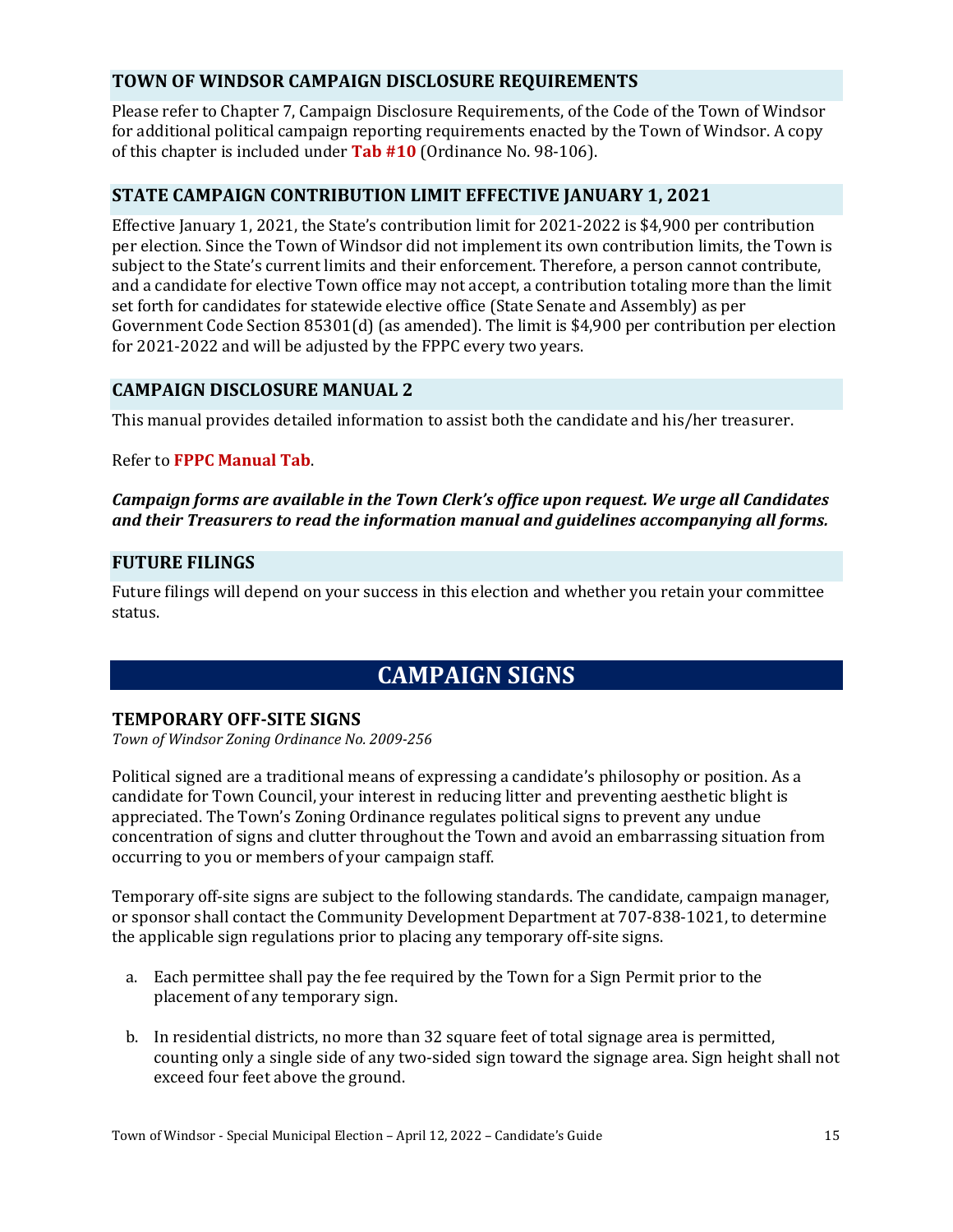## TOWN OF WINDSOR CAMPAIGN DISCLOSURE REQUIREMENTS

Please refer to Chapter 7, Campaign Disclosure Requirements, of the Code of the Town of Windsor for additional political campaign reporting requirements enacted by the Town of Windsor. A copy of this chapter is included under **Tab #10** (Ordinance No. 98-106).

## STATE CAMPAIGN CONTRIBUTION LIMIT EFFECTIVE JANUARY 1, 2021

Effective January 1, 2021, the State's contribution limit for 2021-2022 is $4,900 per contribution per election. Since the Town of Windsor did not implement its own contribution limits, the Town is subject to the State's current limits and their enforcement. Therefore, a person cannot contribute, and a candidate for elective Town office may not accept, a contribution totaling more than the limit set forth for candidates for statewide elective office (State Senate and Assembly) as per Government Code Section 85301(d) (as amended). The limit is $4,900 per contribution per election for 2021-2022 and will be adjusted by the FPPC every two years.

## CAMPAIGN DISCLOSURE MANUAL 2

This manual provides detailed information to assist both the candidate and his/her treasurer.

Refer to **FPPC Manual Tab**.

***Campaign forms are available in the Town Clerk's office upon request. We urge all Candidates and their Treasurers to read the information manual and guidelines accompanying all forms.***

## FUTURE FILINGS

Future filings will depend on your success in this election and whether you retain your committee status.

# CAMPAIGN SIGNS

### TEMPORARY OFF-SITE SIGNS

*Town of Windsor Zoning Ordinance No. 2009-256*

Political signed are a traditional means of expressing a candidate's philosophy or position. As a candidate for Town Council, your interest in reducing litter and preventing aesthetic blight is appreciated. The Town's Zoning Ordinance regulates political signs to prevent any undue concentration of signs and clutter throughout the Town and avoid an embarrassing situation from occurring to you or members of your campaign staff.

Temporary off-site signs are subject to the following standards. The candidate, campaign manager, or sponsor shall contact the Community Development Department at 707-838-1021, to determine the applicable sign regulations prior to placing any temporary off-site signs.

a. Each permittee shall pay the fee required by the Town for a Sign Permit prior to the placement of any temporary sign.

b. In residential districts, no more than 32 square feet of total signage area is permitted, counting only a single side of any two-sided sign toward the signage area. Sign height shall not exceed four feet above the ground.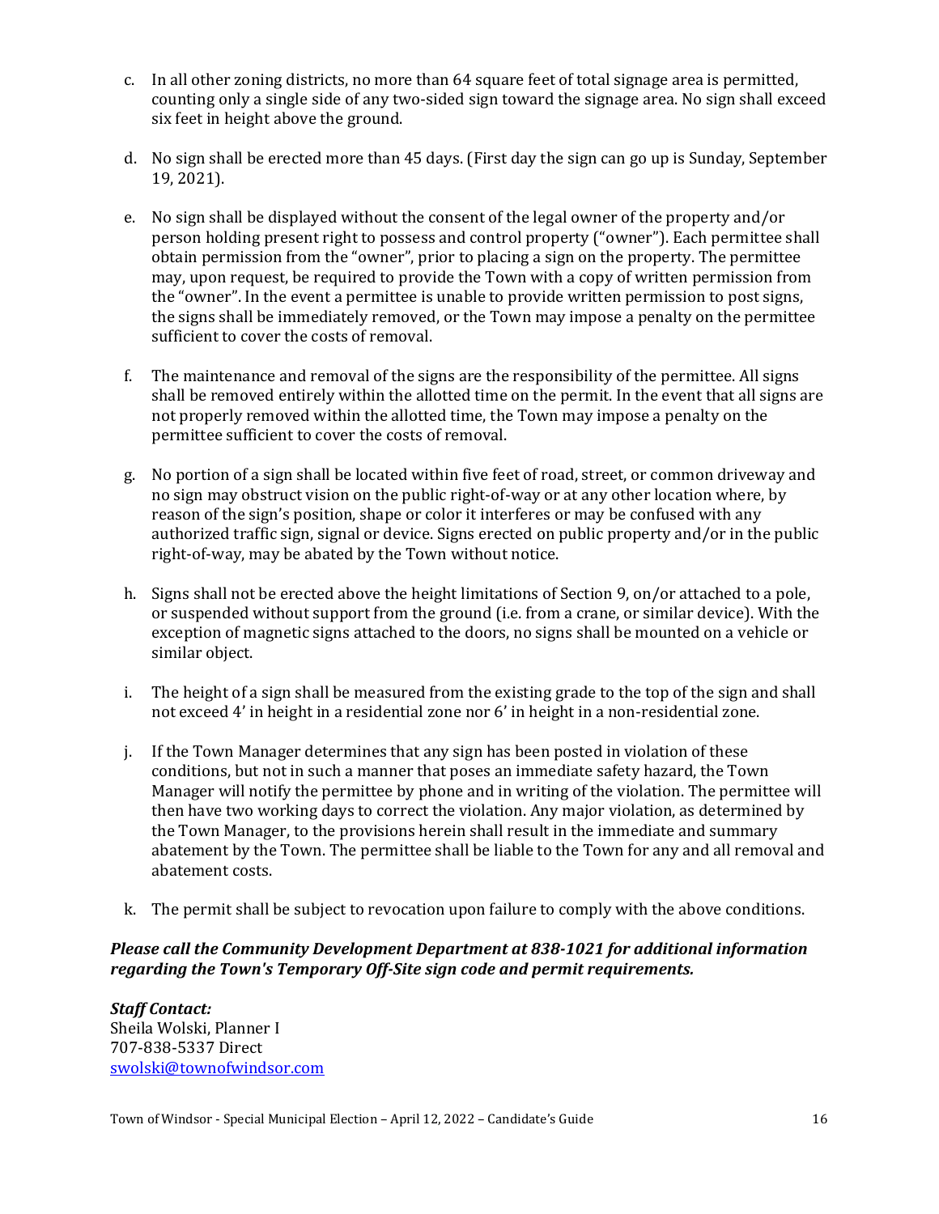c. In all other zoning districts, no more than 64 square feet of total signage area is permitted, counting only a single side of any two-sided sign toward the signage area. No sign shall exceed six feet in height above the ground.

d. No sign shall be erected more than 45 days. (First day the sign can go up is Sunday, September 19, 2021).

e. No sign shall be displayed without the consent of the legal owner of the property and/or person holding present right to possess and control property ("owner"). Each permittee shall obtain permission from the "owner", prior to placing a sign on the property. The permittee may, upon request, be required to provide the Town with a copy of written permission from the "owner". In the event a permittee is unable to provide written permission to post signs, the signs shall be immediately removed, or the Town may impose a penalty on the permittee sufficient to cover the costs of removal.

f. The maintenance and removal of the signs are the responsibility of the permittee. All signs shall be removed entirely within the allotted time on the permit. In the event that all signs are not properly removed within the allotted time, the Town may impose a penalty on the permittee sufficient to cover the costs of removal.

g. No portion of a sign shall be located within five feet of road, street, or common driveway and no sign may obstruct vision on the public right-of-way or at any other location where, by reason of the sign's position, shape or color it interferes or may be confused with any authorized traffic sign, signal or device. Signs erected on public property and/or in the public right-of-way, may be abated by the Town without notice.

h. Signs shall not be erected above the height limitations of Section 9, on/or attached to a pole, or suspended without support from the ground (i.e. from a crane, or similar device). With the exception of magnetic signs attached to the doors, no signs shall be mounted on a vehicle or similar object.

i. The height of a sign shall be measured from the existing grade to the top of the sign and shall not exceed 4' in height in a residential zone nor 6' in height in a non-residential zone.

j. If the Town Manager determines that any sign has been posted in violation of these conditions, but not in such a manner that poses an immediate safety hazard, the Town Manager will notify the permittee by phone and in writing of the violation. The permittee will then have two working days to correct the violation. Any major violation, as determined by the Town Manager, to the provisions herein shall result in the immediate and summary abatement by the Town. The permittee shall be liable to the Town for any and all removal and abatement costs.

k. The permit shall be subject to revocation upon failure to comply with the above conditions.

***Please call the Community Development Department at 838-1021 for additional information regarding the Town's Temporary Off-Site sign code and permit requirements.***

***Staff Contact:***
Sheila Wolski, Planner I
707-838-5337 Direct
swolski@townofwindsor.com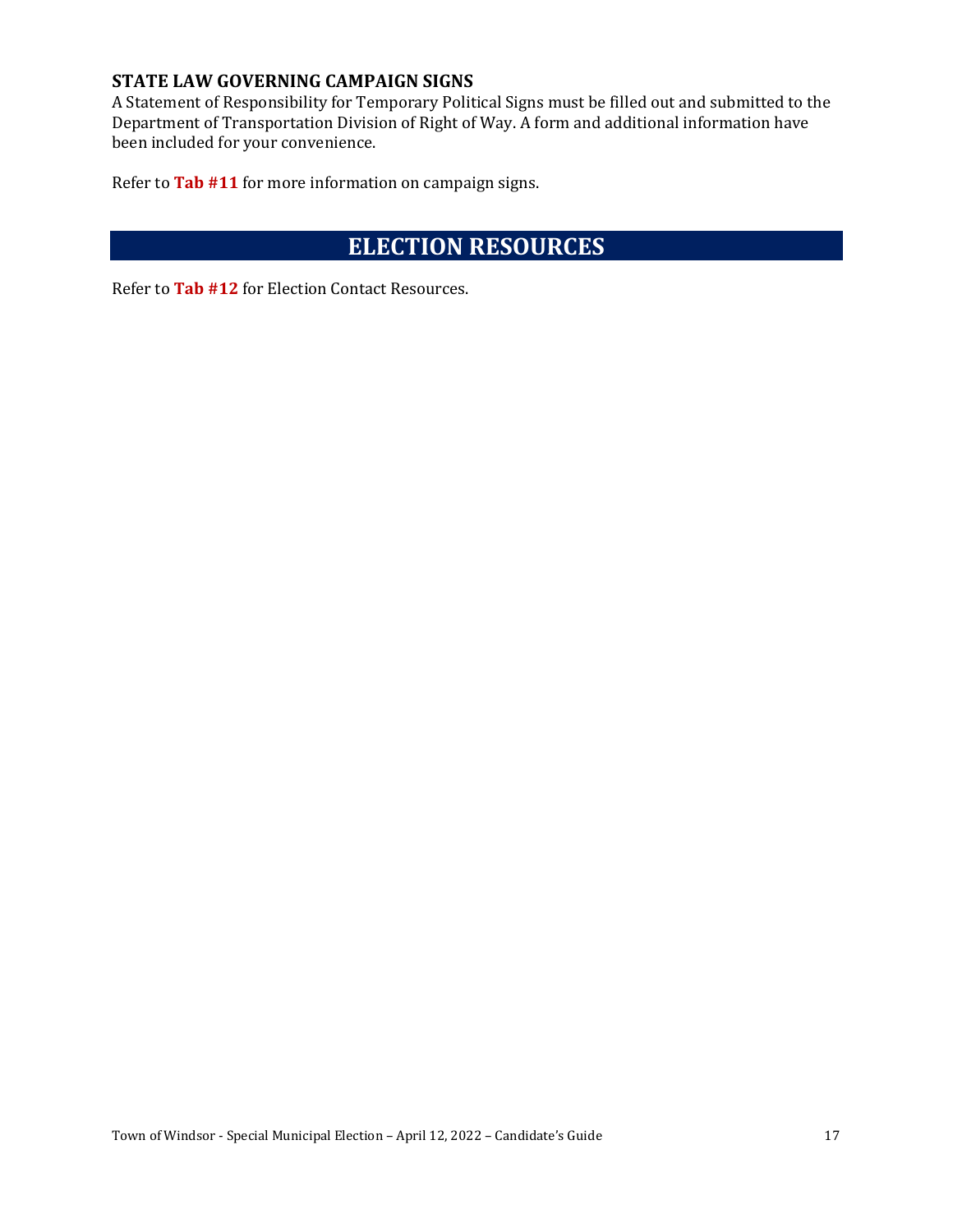### STATE LAW GOVERNING CAMPAIGN SIGNS

A Statement of Responsibility for Temporary Political Signs must be filled out and submitted to the Department of Transportation Division of Right of Way. A form and additional information have been included for your convenience.

Refer to **Tab #11** for more information on campaign signs.

## ELECTION RESOURCES

Refer to **Tab #12** for Election Contact Resources.